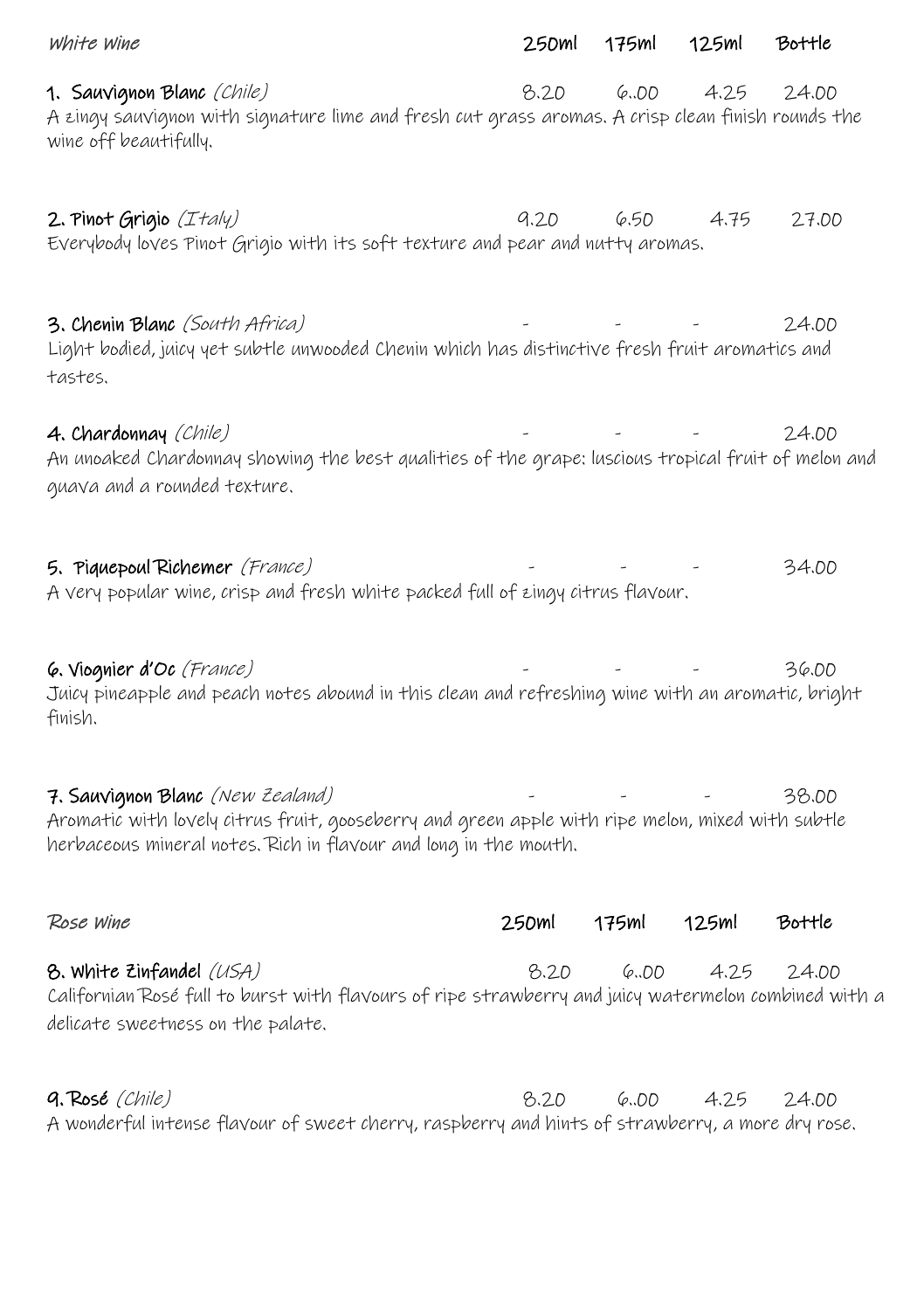## White Wine

| | 250ml | 175ml | 125ml | Bottle |
|---|---|---|---|---|
| **1. Sauvignon Blanc** *(Chile)* | 8.20 | 6..00 | 4.25 | 24.00 |

A zingy sauvignon with signature lime and fresh cut grass aromas. A crisp clean finish rounds the wine off beautifully.

| | 250ml | 175ml | 125ml | Bottle |
|---|---|---|---|---|
| **2. Pinot Grigio** *(Italy)* | 9.20 | 6.50 | 4.75 | 27.00 |

Everybody loves Pinot Grigio with its soft texture and pear and nutty aromas.

| | 250ml | 175ml | 125ml | Bottle |
|---|---|---|---|---|
| **3. Chenin Blanc** *(South Africa)* | - | - | - | 24.00 |

Light bodied, juicy yet subtle unwooded Chenin which has distinctive fresh fruit aromatics and tastes.

| | 250ml | 175ml | 125ml | Bottle |
|---|---|---|---|---|
| **4. Chardonnay** *(Chile)* | - | - | - | 24.00 |

An unoaked Chardonnay showing the best qualities of the grape: luscious tropical fruit of melon and guava and a rounded texture.

| | 250ml | 175ml | 125ml | Bottle |
|---|---|---|---|---|
| **5. Piquepoul Richemer** *(France)* | - | - | - | 34.00 |

A very popular wine, crisp and fresh white packed full of zingy citrus flavour.

| | 250ml | 175ml | 125ml | Bottle |
|---|---|---|---|---|
| **6. Viognier d'Oc** *(France)* | - | - | - | 36.00 |

Juicy pineapple and peach notes abound in this clean and refreshing wine with an aromatic, bright finish.

| | 250ml | 175ml | 125ml | Bottle |
|---|---|---|---|---|
| **7. Sauvignon Blanc** *(New Zealand)* | - | - | - | 38.00 |

Aromatic with lovely citrus fruit, gooseberry and green apple with ripe melon, mixed with subtle herbaceous mineral notes. Rich in flavour and long in the mouth.

## Rose Wine

| | 250ml | 175ml | 125ml | Bottle |
|---|---|---|---|---|
| **8. White Zinfandel** *(USA)* | 8.20 | 6..00 | 4.25 | 24.00 |

Californian Rosé full to burst with flavours of ripe strawberry and juicy watermelon combined with a delicate sweetness on the palate.

| | 250ml | 175ml | 125ml | Bottle |
|---|---|---|---|---|
| **9. Rosé** *(Chile)* | 8.20 | 6..00 | 4.25 | 24.00 |

A wonderful intense flavour of sweet cherry, raspberry and hints of strawberry, a more dry rose.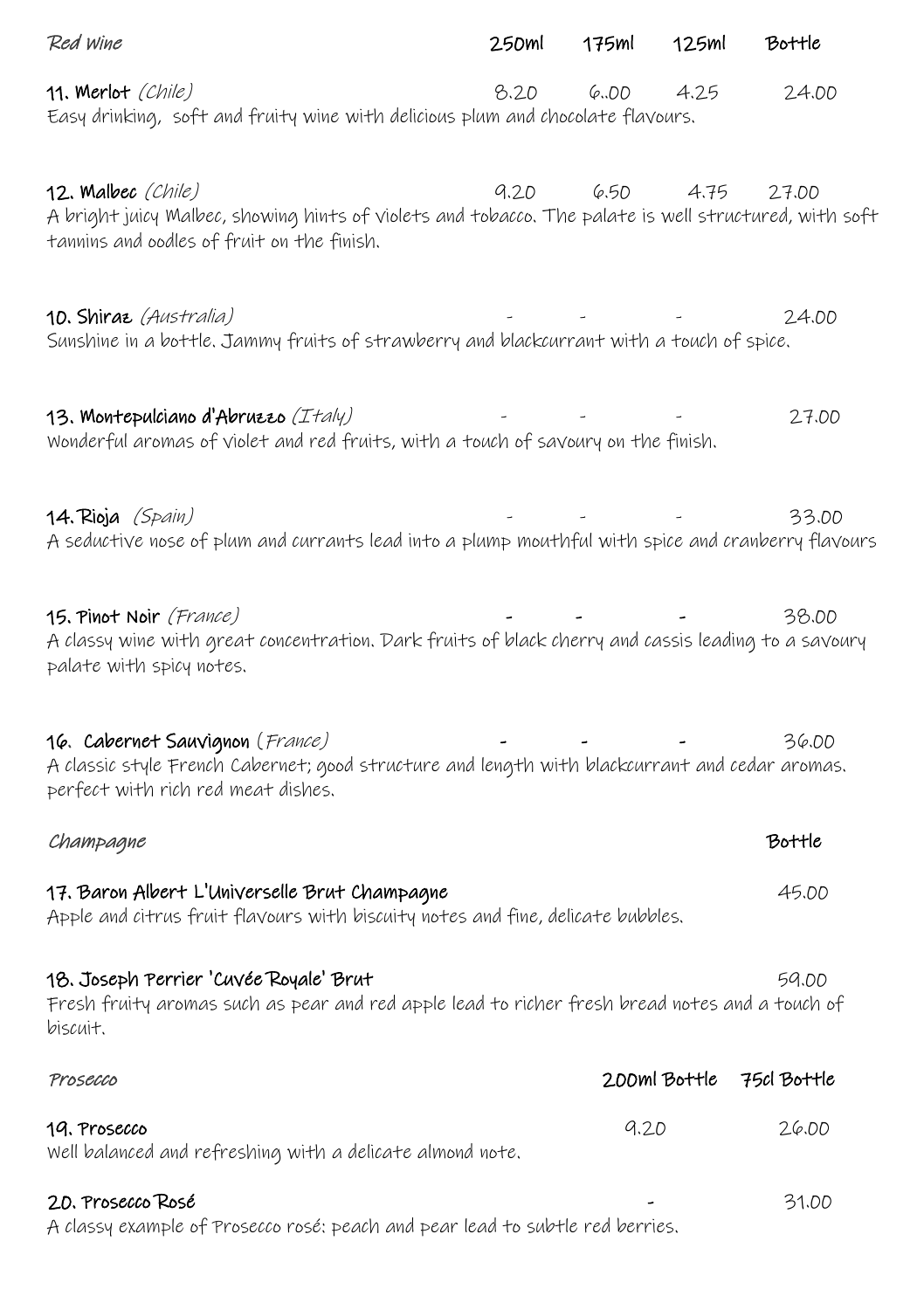## Red Wine

| Red Wine | 250ml | 175ml | 125ml | Bottle |
|---|---|---|---|---|
| **11. Merlot** *(Chile)*<br>Easy drinking, soft and fruity wine with delicious plum and chocolate flavours. | 8.20 | 6..00 | 4.25 | 24.00 |
| **12. Malbec** *(Chile)*<br>A bright juicy Malbec, showing hints of violets and tobacco. The palate is well structured, with soft tannins and oodles of fruit on the finish. | 9.20 | 6.50 | 4.75 | 27.00 |
| **10. Shiraz** *(Australia)*<br>Sunshine in a bottle. Jammy fruits of strawberry and blackcurrant with a touch of spice. | - | - | - | 24.00 |
| **13. Montepulciano d'Abruzzo** *(Italy)*<br>Wonderful aromas of violet and red fruits, with a touch of savoury on the finish. | - | - | - | 27.00 |
| **14. Rioja** *(Spain)*<br>A seductive nose of plum and currants lead into a plump mouthful with spice and cranberry flavours | - | - | - | 33.00 |
| **15. Pinot Noir** *(France)*<br>A classy wine with great concentration. Dark fruits of black cherry and cassis leading to a savoury palate with spicy notes. | - | - | - | 38.00 |
| **16. Cabernet Sauvignon** (*France*)<br>A classic style French Cabernet; good structure and length with blackcurrant and cedar aromas. perfect with rich red meat dishes. | - | - | - | 36.00 |

## Champagne

| Champagne | Bottle |
|---|---|
| **17. Baron Albert L'Universelle Brut Champagne**<br>Apple and citrus fruit flavours with biscuity notes and fine, delicate bubbles. | 45.00 |
| **18. Joseph Perrier 'Cuvée Royale' Brut**<br>Fresh fruity aromas such as pear and red apple lead to richer fresh bread notes and a touch of biscuit. | 59.00 |

## Prosecco

| Prosecco | 200ml Bottle | 75cl Bottle |
|---|---|---|
| **19. Prosecco**<br>Well balanced and refreshing with a delicate almond note. | 9.20 | 26.00 |
| **20. Prosecco Rosé**<br>A classy example of Prosecco rosé; peach and pear lead to subtle red berries. | - | 31.00 |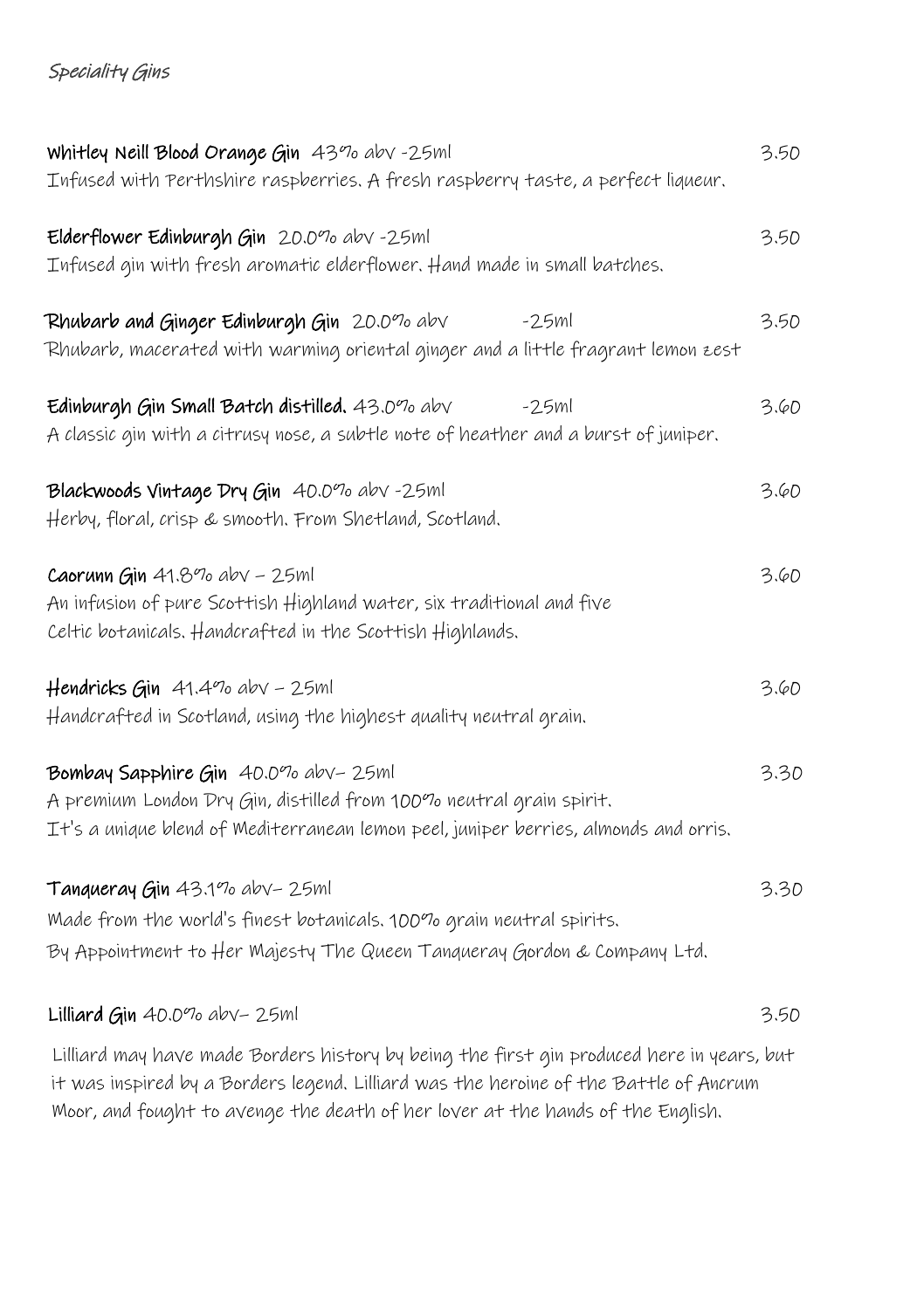*Speciality Gins*

**Whitley Neill Blood Orange Gin** 43% abv -25ml 3.50
Infused with Perthshire raspberries. A fresh raspberry taste, a perfect liqueur.

**Elderflower Edinburgh Gin** 20.0% abv -25ml 3.50
Infused gin with fresh aromatic elderflower. Hand made in small batches.

**Rhubarb and Ginger Edinburgh Gin** 20.0% abv -25ml 3.50
Rhubarb, macerated with warming oriental ginger and a little fragrant lemon zest

**Edinburgh Gin Small Batch distilled.** 43.0% abv -25ml 3.60
A classic gin with a citrusy nose, a subtle note of heather and a burst of juniper.

**Blackwoods Vintage Dry Gin** 40.0% abv -25ml 3.60
Herby, floral, crisp & smooth. From Shetland, Scotland.

**Caorunn Gin** 41.8% abv – 25ml 3.60
An infusion of pure Scottish Highland water, six traditional and five Celtic botanicals. Handcrafted in the Scottish Highlands.

**Hendricks Gin** 41.4% abv – 25ml 3.60
Handcrafted in Scotland, using the highest quality neutral grain.

**Bombay Sapphire Gin** 40.0% abv– 25ml 3.30
A premium London Dry Gin, distilled from 100% neutral grain spirit.
It's a unique blend of Mediterranean lemon peel, juniper berries, almonds and orris.

**Tanqueray Gin** 43.1% abv– 25ml 3.30
Made from the world's finest botanicals. 100% grain neutral spirits.
By Appointment to Her Majesty The Queen Tanqueray Gordon & Company Ltd.

**Lilliard Gin** 40.0% abv– 25ml 3.50
Lilliard may have made Borders history by being the first gin produced here in years, but it was inspired by a Borders legend. Lilliard was the heroine of the Battle of Ancrum Moor, and fought to avenge the death of her lover at the hands of the English.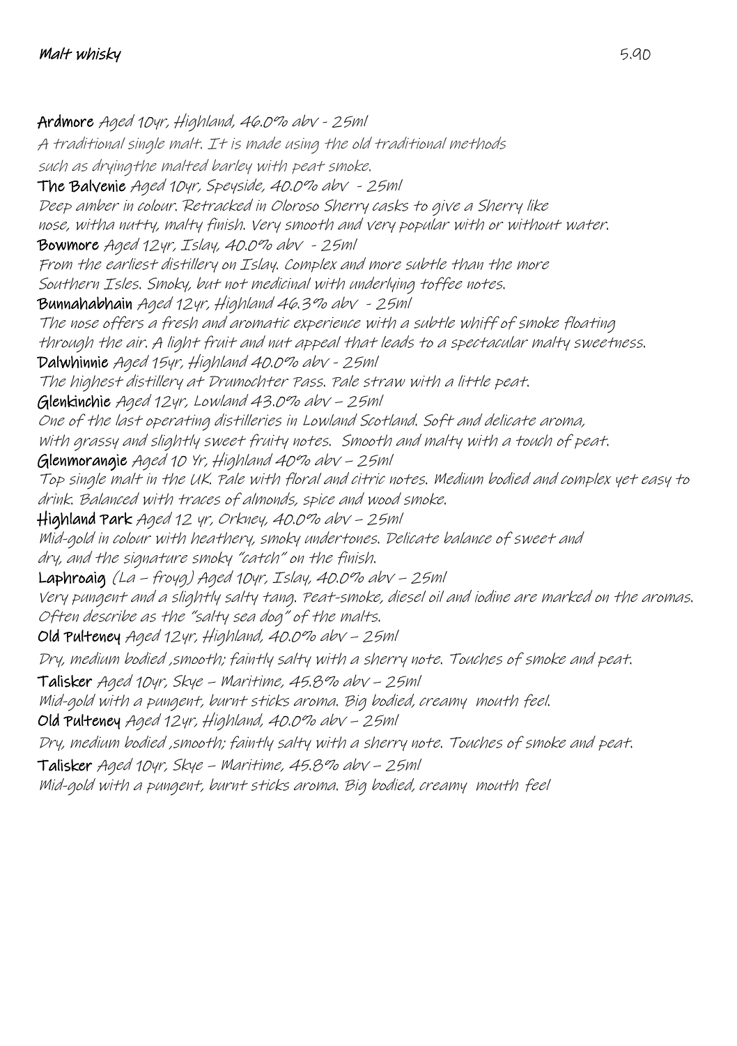## Malt whisky 5.90

**Ardmore** *Aged 10yr, Highland, 46.0% abv - 25ml*
*A traditional single malt. It is made using the old traditional methods such as dryingthe malted barley with peat smoke.*

**The Balvenie** *Aged 10yr, Speyside, 40.0% abv - 25ml*
*Deep amber in colour. Retracked in Oloroso Sherry casks to give a Sherry like nose, witha nutty, malty finish. Very smooth and very popular with or without water.*

**Bowmore** *Aged 12yr, Islay, 40.0% abv - 25ml*
*From the earliest distillery on Islay. Complex and more subtle than the more Southern Isles. Smoky, but not medicinal with underlying toffee notes.*

**Bunnahabhain** *Aged 12yr, Highland 46.3% abv - 25ml*
*The nose offers a fresh and aromatic experience with a subtle whiff of smoke floating through the air. A light fruit and nut appeal that leads to a spectacular malty sweetness.*

**Dalwhinnie** *Aged 15yr, Highland 40.0% abv - 25ml*
*The highest distillery at Drumochter Pass. Pale straw with a little peat.*

**Glenkinchie** *Aged 12yr, Lowland 43.0% abv – 25ml*
*One of the last operating distilleries in Lowland Scotland. Soft and delicate aroma, with grassy and slightly sweet fruity notes. Smooth and malty with a touch of peat.*

**Glenmorangie** *Aged 10 Yr, Highland 40% abv – 25ml*
*Top single malt in the UK. Pale with floral and citric notes. Medium bodied and complex yet easy to drink. Balanced with traces of almonds, spice and wood smoke.*

**Highland Park** *Aged 12 yr, Orkney, 40.0% abv – 25ml*
*Mid-gold in colour with heathery, smoky undertones. Delicate balance of sweet and dry, and the signature smoky "catch" on the finish.*

**Laphroaig** *(La – froyg) Aged 10yr, Islay, 40.0% abv – 25ml*
*Very pungent and a slightly salty tang. Peat-smoke, diesel oil and iodine are marked on the aromas. Often describe as the "salty sea dog" of the malts.*

**Old Pulteney** *Aged 12yr, Highland, 40.0% abv – 25ml*
*Dry, medium bodied ,smooth; faintly salty with a sherry note. Touches of smoke and peat.*

**Talisker** *Aged 10yr, Skye – Maritime, 45.8% abv – 25ml*
*Mid-gold with a pungent, burnt sticks aroma. Big bodied, creamy mouth feel.*

**Old Pulteney** *Aged 12yr, Highland, 40.0% abv – 25ml*
*Dry, medium bodied ,smooth; faintly salty with a sherry note. Touches of smoke and peat.*

**Talisker** *Aged 10yr, Skye – Maritime, 45.8% abv – 25ml*
*Mid-gold with a pungent, burnt sticks aroma. Big bodied, creamy mouth feel*